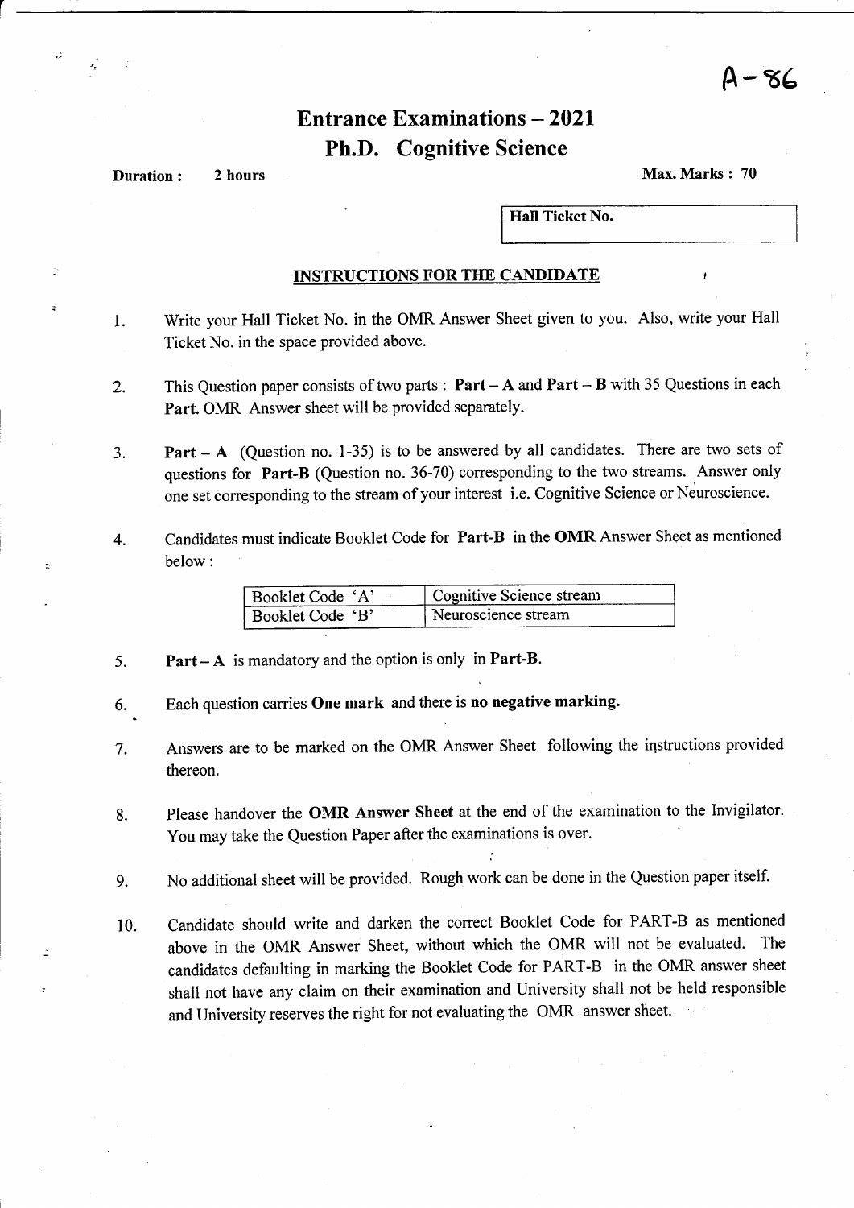A-86

# Entrance Examinations – 2021

## Ph.D. Cognitive Science

**Duration :** 2 hours **Max. Marks : 70**

| Hall Ticket No. |
|---|

### INSTRUCTIONS FOR THE CANDIDATE

1. Write your Hall Ticket No. in the OMR Answer Sheet given to you. Also, write your Hall Ticket No. in the space provided above.

2. This Question paper consists of two parts : **Part – A** and **Part – B** with 35 Questions in each **Part.** OMR Answer sheet will be provided separately.

3. **Part – A** (Question no. 1-35) is to be answered by all candidates. There are two sets of questions for **Part-B** (Question no. 36-70) corresponding to the two streams. Answer only one set corresponding to the stream of your interest i.e. Cognitive Science or Neuroscience.

4. Candidates must indicate Booklet Code for **Part-B** in the **OMR** Answer Sheet as mentioned below :

| Booklet Code 'A' | Cognitive Science stream |
|---|---|
| Booklet Code 'B' | Neuroscience stream |

5. **Part – A** is mandatory and the option is only in **Part-B.**

6. Each question carries **One mark** and there is **no negative marking.**

7. Answers are to be marked on the OMR Answer Sheet following the instructions provided thereon.

8. Please handover the **OMR Answer Sheet** at the end of the examination to the Invigilator. You may take the Question Paper after the examinations is over.

9. No additional sheet will be provided. Rough work can be done in the Question paper itself.

10. Candidate should write and darken the correct Booklet Code for PART-B as mentioned above in the OMR Answer Sheet, without which the OMR will not be evaluated. The candidates defaulting in marking the Booklet Code for PART-B in the OMR answer sheet shall not have any claim on their examination and University shall not be held responsible and University reserves the right for not evaluating the OMR answer sheet.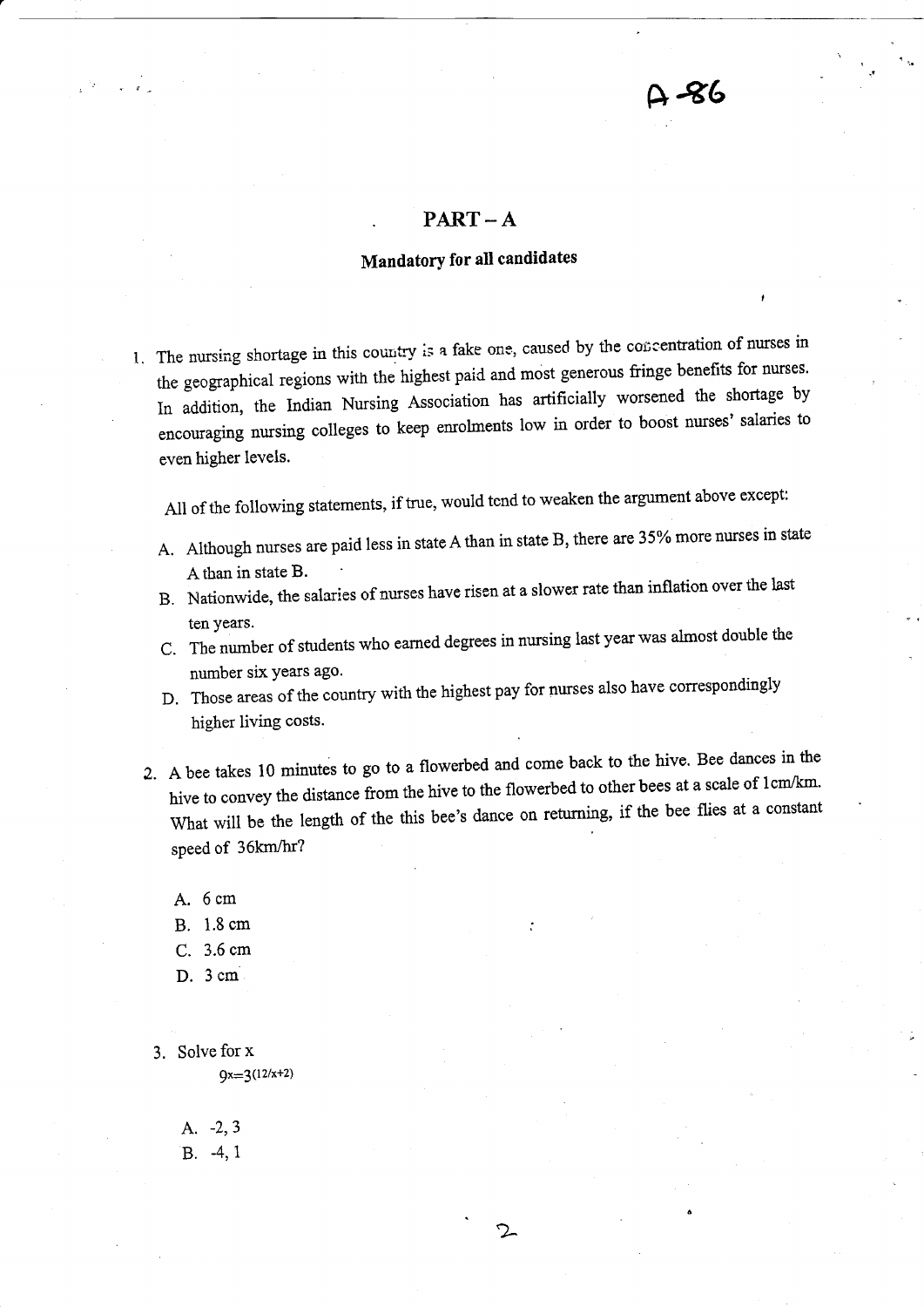## PART – A

### Mandatory for all candidates

1. The nursing shortage in this country is a fake one, caused by the concentration of nurses in the geographical regions with the highest paid and most generous fringe benefits for nurses. In addition, the Indian Nursing Association has artificially worsened the shortage by encouraging nursing colleges to keep enrolments low in order to boost nurses' salaries to even higher levels.

   All of the following statements, if true, would tend to weaken the argument above except:

   A. Although nurses are paid less in state A than in state B, there are 35% more nurses in state A than in state B.
   B. Nationwide, the salaries of nurses have risen at a slower rate than inflation over the last ten years.
   C. The number of students who earned degrees in nursing last year was almost double the number six years ago.
   D. Those areas of the country with the highest pay for nurses also have correspondingly higher living costs.

2. A bee takes 10 minutes to go to a flowerbed and come back to the hive. Bee dances in the hive to convey the distance from the hive to the flowerbed to other bees at a scale of 1cm/km. What will be the length of the this bee's dance on returning, if the bee flies at a constant speed of 36km/hr?

   A. 6 cm
   B. 1.8 cm
   C. 3.6 cm
   D. 3 cm

3. Solve for x

   $$9x=3^{(12/x+2)}$$

   A. -2, 3
   B. -4, 1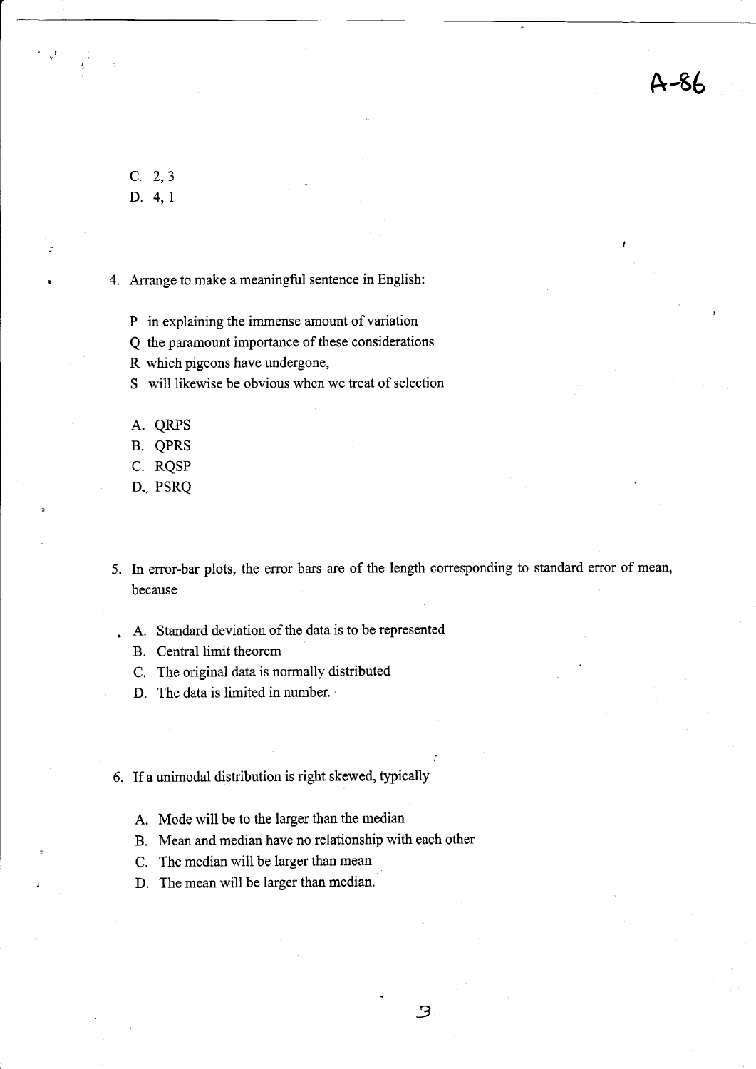C. 2, 3
D. 4, 1

4. Arrange to make a meaningful sentence in English:

   P in explaining the immense amount of variation
   Q the paramount importance of these considerations
   R which pigeons have undergone,
   S will likewise be obvious when we treat of selection

   A. QRPS
   B. QPRS
   C. RQSP
   D. PSRQ

5. In error-bar plots, the error bars are of the length corresponding to standard error of mean, because

   A. Standard deviation of the data is to be represented
   B. Central limit theorem
   C. The original data is normally distributed
   D. The data is limited in number.

6. If a unimodal distribution is right skewed, typically

   A. Mode will be to the larger than the median
   B. Mean and median have no relationship with each other
   C. The median will be larger than mean
   D. The mean will be larger than median.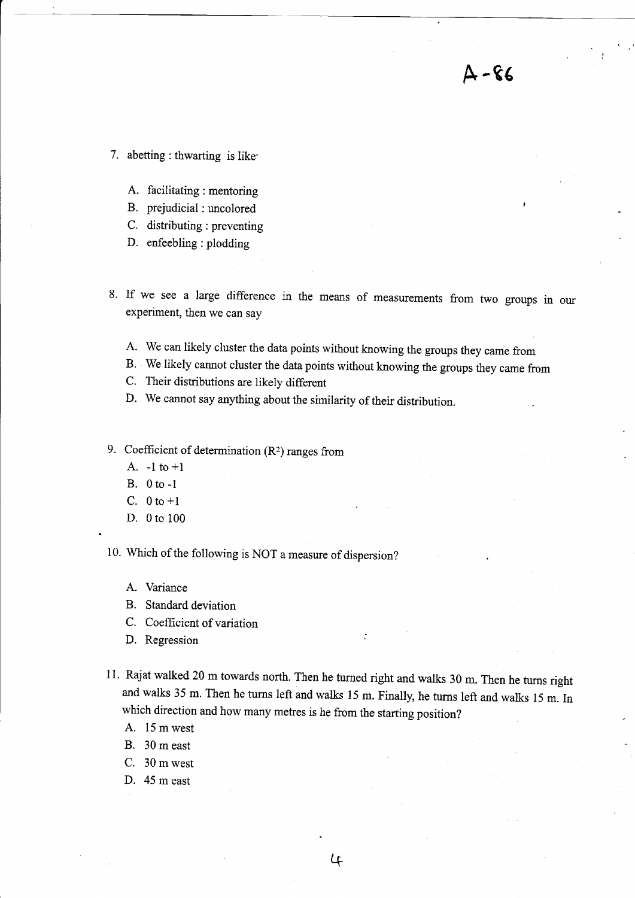A-86

7. abetting : thwarting is like

   A. facilitating : mentoring
   B. prejudicial : uncolored
   C. distributing : preventing
   D. enfeebling : plodding

8. If we see a large difference in the means of measurements from two groups in our experiment, then we can say

   A. We can likely cluster the data points without knowing the groups they came from
   B. We likely cannot cluster the data points without knowing the groups they came from
   C. Their distributions are likely different
   D. We cannot say anything about the similarity of their distribution.

9. Coefficient of determination ($R^2$) ranges from

   A. -1 to +1
   B. 0 to -1
   C. 0 to +1
   D. 0 to 100

10. Which of the following is NOT a measure of dispersion?

    A. Variance
    B. Standard deviation
    C. Coefficient of variation
    D. Regression

11. Rajat walked 20 m towards north. Then he turned right and walks 30 m. Then he turns right and walks 35 m. Then he turns left and walks 15 m. Finally, he turns left and walks 15 m. In which direction and how many metres is he from the starting position?

    A. 15 m west
    B. 30 m east
    C. 30 m west
    D. 45 m east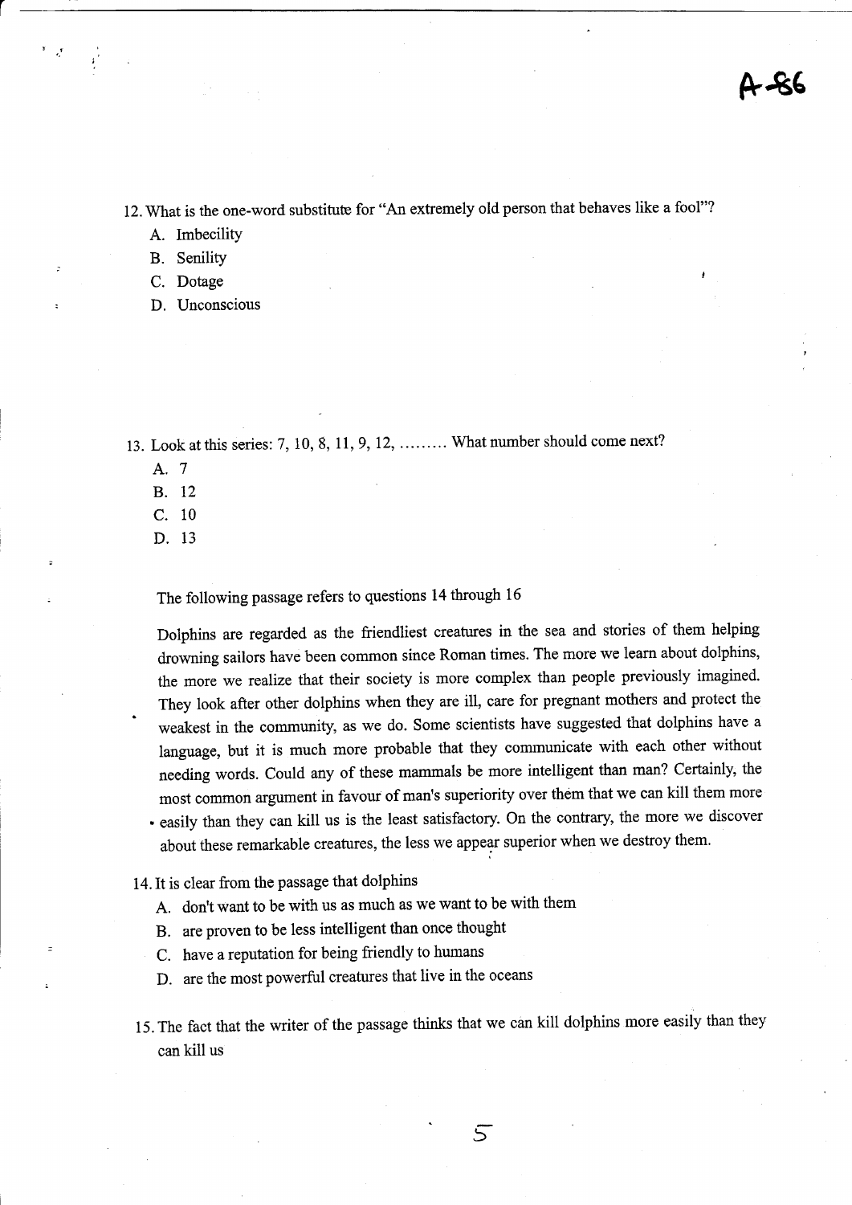12. What is the one-word substitute for "An extremely old person that behaves like a fool"?
    - A. Imbecility
    - B. Senility
    - C. Dotage
    - D. Unconscious

13. Look at this series: 7, 10, 8, 11, 9, 12, ......... What number should come next?
    - A. 7
    - B. 12
    - C. 10
    - D. 13

The following passage refers to questions 14 through 16

Dolphins are regarded as the friendliest creatures in the sea and stories of them helping drowning sailors have been common since Roman times. The more we learn about dolphins, the more we realize that their society is more complex than people previously imagined. They look after other dolphins when they are ill, care for pregnant mothers and protect the weakest in the community, as we do. Some scientists have suggested that dolphins have a language, but it is much more probable that they communicate with each other without needing words. Could any of these mammals be more intelligent than man? Certainly, the most common argument in favour of man's superiority over them that we can kill them more easily than they can kill us is the least satisfactory. On the contrary, the more we discover about these remarkable creatures, the less we appear superior when we destroy them.

14. It is clear from the passage that dolphins
    - A. don't want to be with us as much as we want to be with them
    - B. are proven to be less intelligent than once thought
    - C. have a reputation for being friendly to humans
    - D. are the most powerful creatures that live in the oceans

15. The fact that the writer of the passage thinks that we can kill dolphins more easily than they can kill us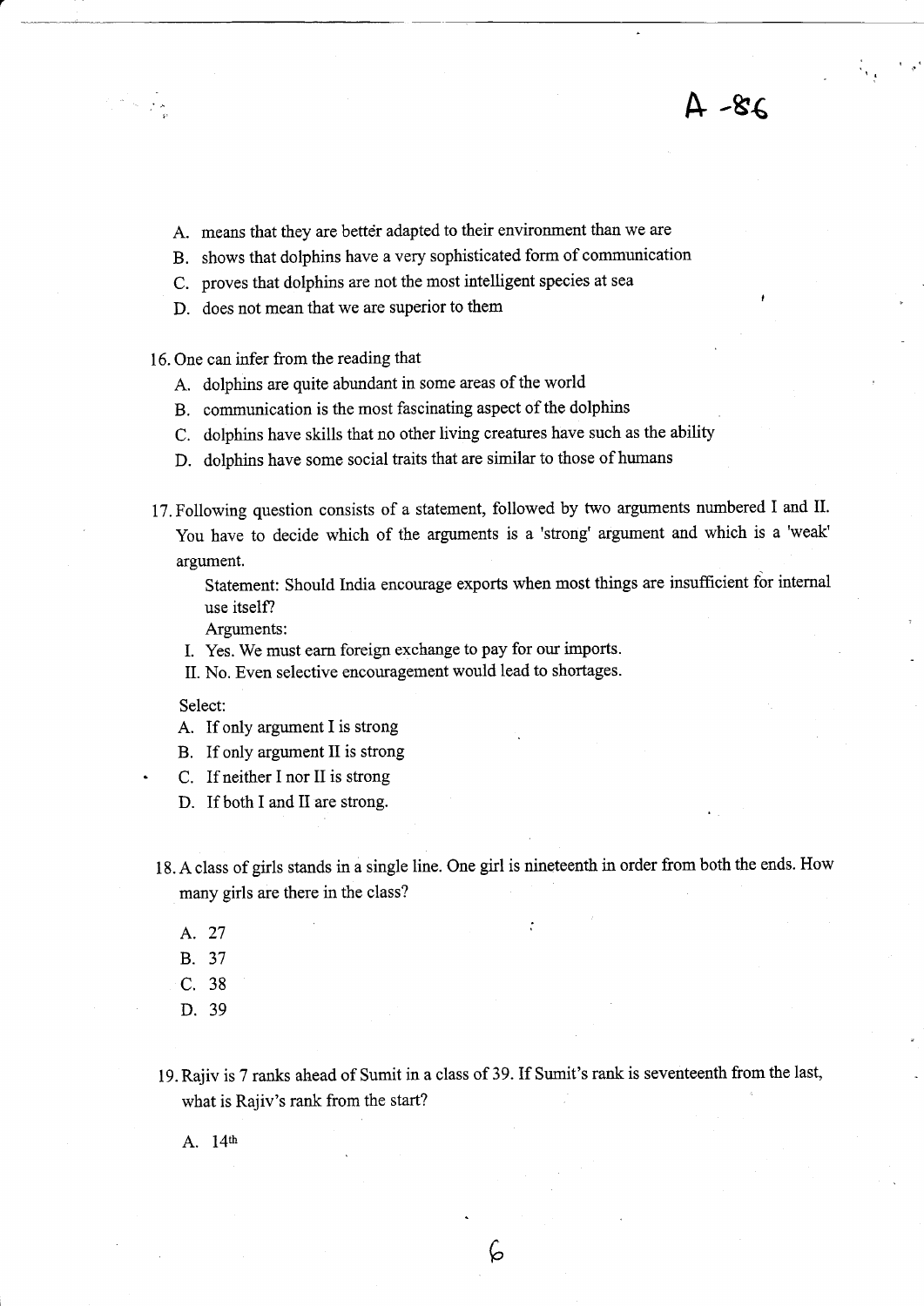A. means that they are better adapted to their environment than we are
B. shows that dolphins have a very sophisticated form of communication
C. proves that dolphins are not the most intelligent species at sea
D. does not mean that we are superior to them

16. One can infer from the reading that
    A. dolphins are quite abundant in some areas of the world
    B. communication is the most fascinating aspect of the dolphins
    C. dolphins have skills that no other living creatures have such as the ability
    D. dolphins have some social traits that are similar to those of humans

17. Following question consists of a statement, followed by two arguments numbered I and II. You have to decide which of the arguments is a 'strong' argument and which is a 'weak' argument.

    Statement: Should India encourage exports when most things are insufficient for internal use itself?

    Arguments:

    I. Yes. We must earn foreign exchange to pay for our imports.
    II. No. Even selective encouragement would lead to shortages.

    Select:
    A. If only argument I is strong
    B. If only argument II is strong
    C. If neither I nor II is strong
    D. If both I and II are strong.

18. A class of girls stands in a single line. One girl is nineteenth in order from both the ends. How many girls are there in the class?
    A. 27
    B. 37
    C. 38
    D. 39

19. Rajiv is 7 ranks ahead of Sumit in a class of 39. If Sumit's rank is seventeenth from the last, what is Rajiv's rank from the start?
    A. 14th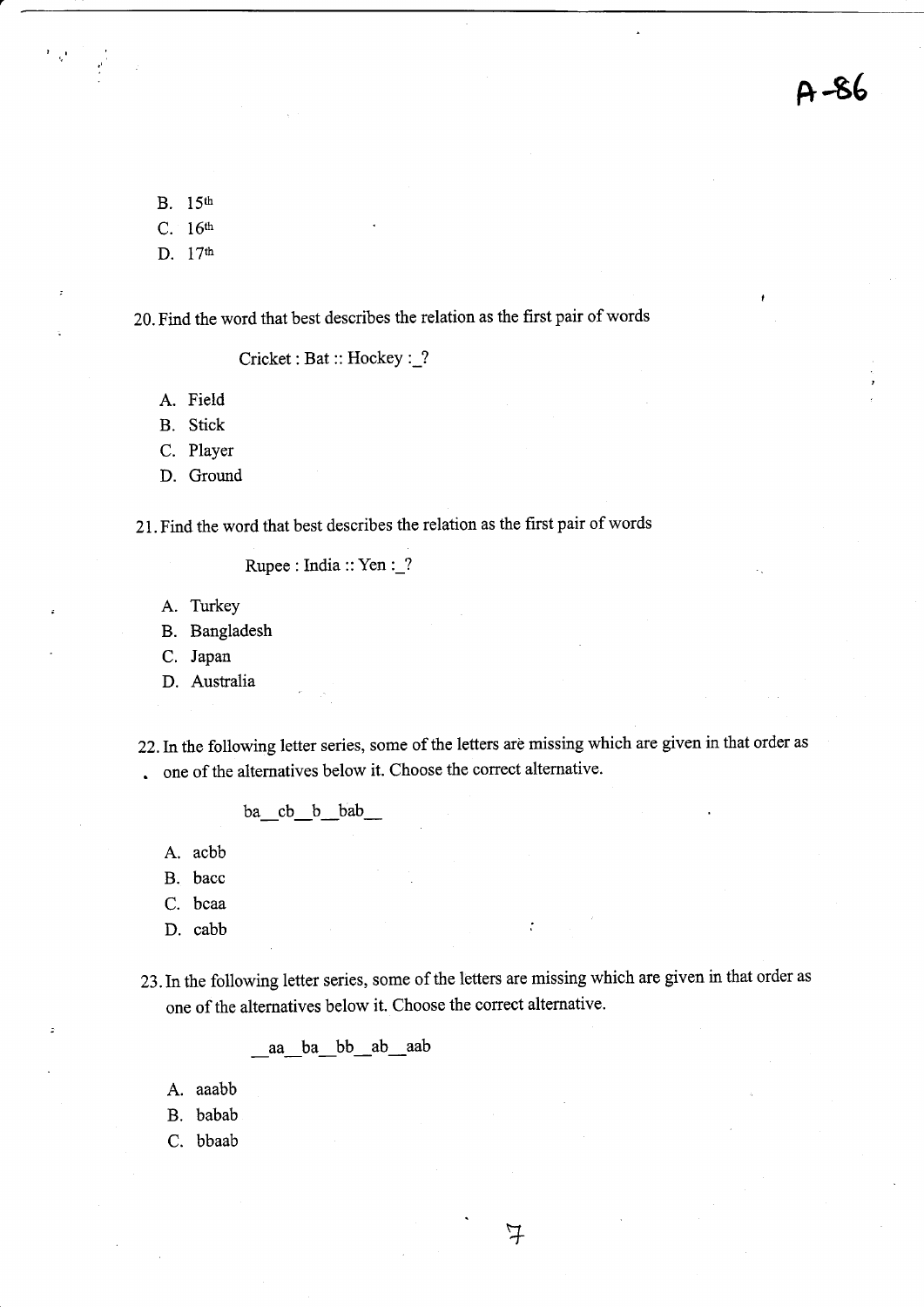B. $15^{th}$
C. $16^{th}$
D. $17^{th}$

20. Find the word that best describes the relation as the first pair of words

    Cricket : Bat :: Hockey :_?

    A. Field
    B. Stick
    C. Player
    D. Ground

21. Find the word that best describes the relation as the first pair of words

    Rupee : India :: Yen :_?

    A. Turkey
    B. Bangladesh
    C. Japan
    D. Australia

22. In the following letter series, some of the letters are missing which are given in that order as one of the alternatives below it. Choose the correct alternative.

    ba__cb__b__bab__

    A. acbb
    B. bacc
    C. bcaa
    D. cabb

23. In the following letter series, some of the letters are missing which are given in that order as one of the alternatives below it. Choose the correct alternative.

    __aa__ba__bb__ab__aab

    A. aaabb
    B. babab
    C. bbaab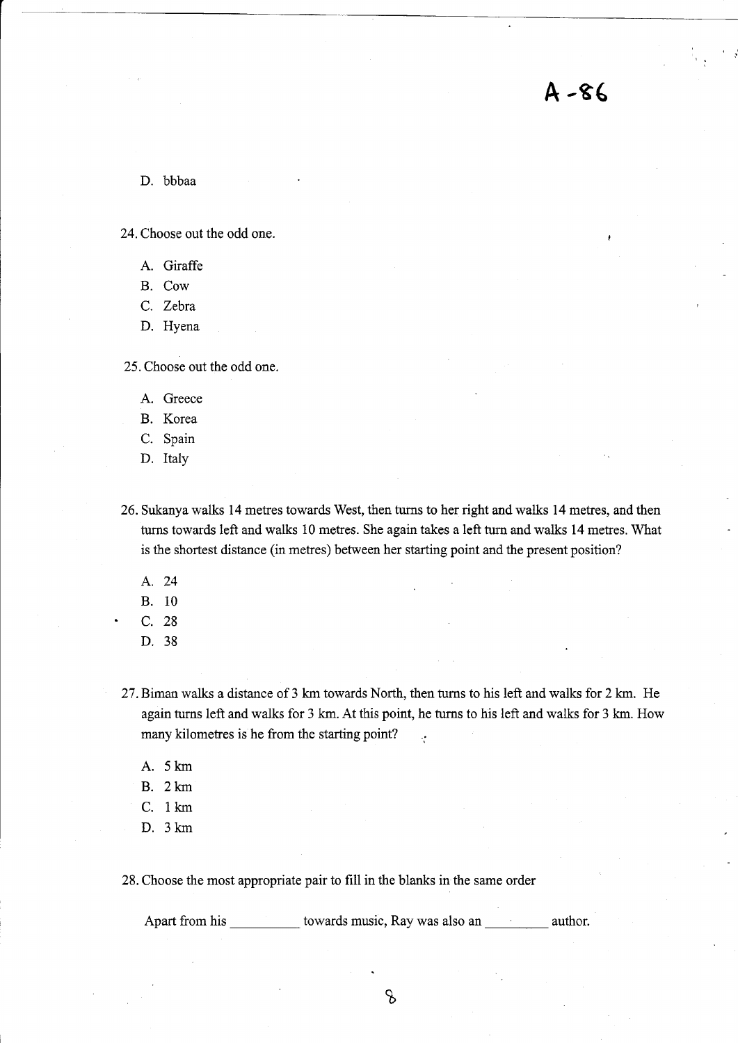D. bbbaa

24. Choose out the odd one.

    A. Giraffe
    B. Cow
    C. Zebra
    D. Hyena

25. Choose out the odd one.

    A. Greece
    B. Korea
    C. Spain
    D. Italy

26. Sukanya walks 14 metres towards West, then turns to her right and walks 14 metres, and then turns towards left and walks 10 metres. She again takes a left turn and walks 14 metres. What is the shortest distance (in metres) between her starting point and the present position?

    A. 24
    B. 10
    C. 28
    D. 38

27. Biman walks a distance of 3 km towards North, then turns to his left and walks for 2 km. He again turns left and walks for 3 km. At this point, he turns to his left and walks for 3 km. How many kilometres is he from the starting point?

    A. 5 km
    B. 2 km
    C. 1 km
    D. 3 km

28. Choose the most appropriate pair to fill in the blanks in the same order

    Apart from his __________ towards music, Ray was also an __________ author.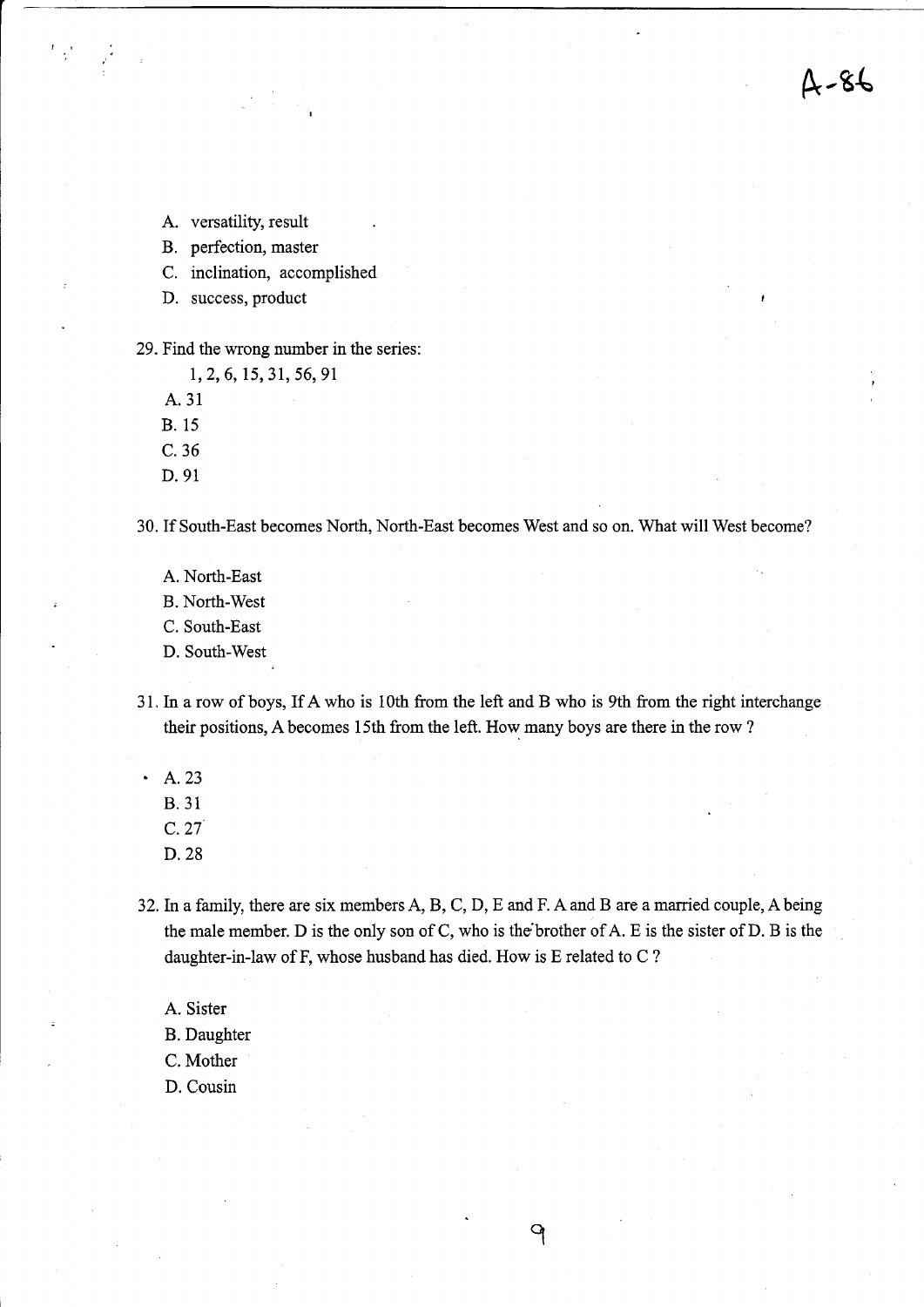A. versatility, result
B. perfection, master
C. inclination, accomplished
D. success, product

29. Find the wrong number in the series:

    1, 2, 6, 15, 31, 56, 91

    A. 31
    B. 15
    C. 36
    D. 91

30. If South-East becomes North, North-East becomes West and so on. What will West become?

    A. North-East
    B. North-West
    C. South-East
    D. South-West

31. In a row of boys, If A who is 10th from the left and B who is 9th from the right interchange their positions, A becomes 15th from the left. How many boys are there in the row ?

    A. 23
    B. 31
    C. 27
    D. 28

32. In a family, there are six members A, B, C, D, E and F. A and B are a married couple, A being the male member. D is the only son of C, who is the brother of A. E is the sister of D. B is the daughter-in-law of F, whose husband has died. How is E related to C ?

    A. Sister
    B. Daughter
    C. Mother
    D. Cousin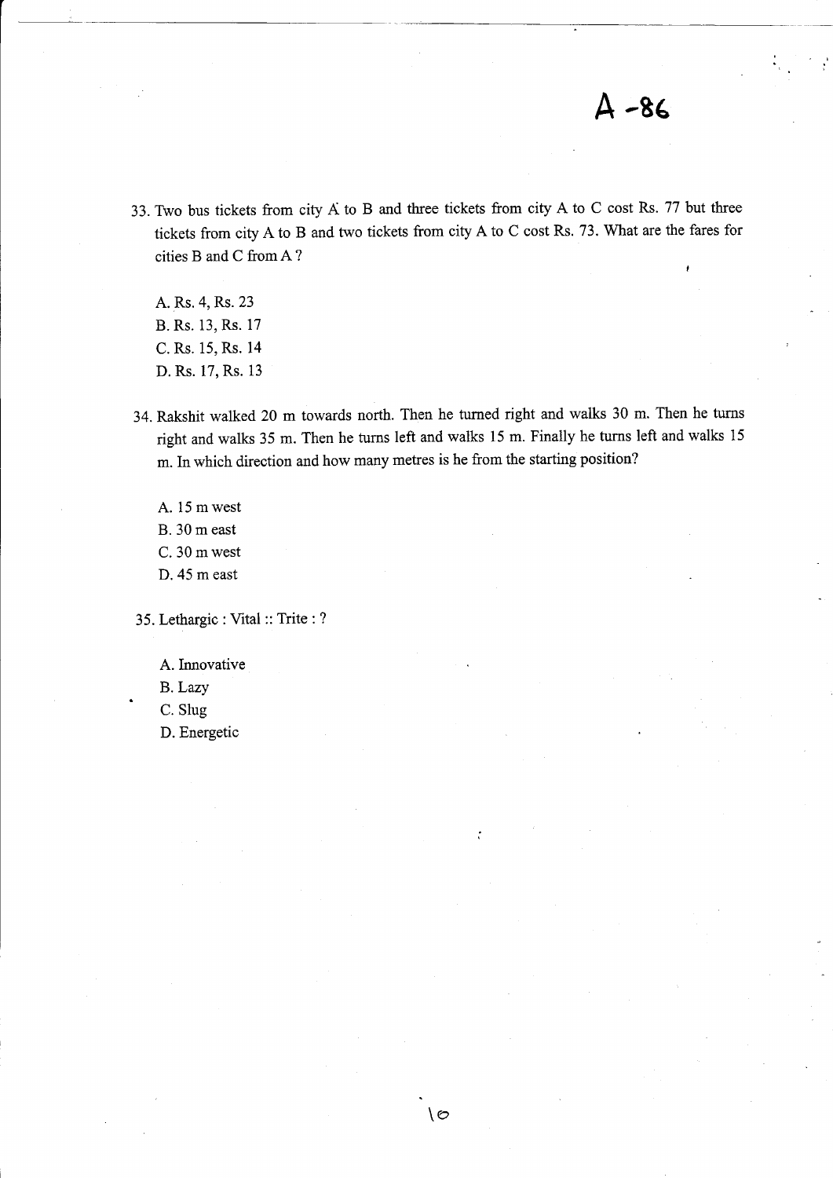# A -86

33. Two bus tickets from city A to B and three tickets from city A to C cost Rs. 77 but three tickets from city A to B and two tickets from city A to C cost Rs. 73. What are the fares for cities B and C from A ?

    A. Rs. 4, Rs. 23
    B. Rs. 13, Rs. 17
    C. Rs. 15, Rs. 14
    D. Rs. 17, Rs. 13

34. Rakshit walked 20 m towards north. Then he turned right and walks 30 m. Then he turns right and walks 35 m. Then he turns left and walks 15 m. Finally he turns left and walks 15 m. In which direction and how many metres is he from the starting position?

    A. 15 m west
    B. 30 m east
    C. 30 m west
    D. 45 m east

35. Lethargic : Vital :: Trite : ?

    A. Innovative
    B. Lazy
    C. Slug
    D. Energetic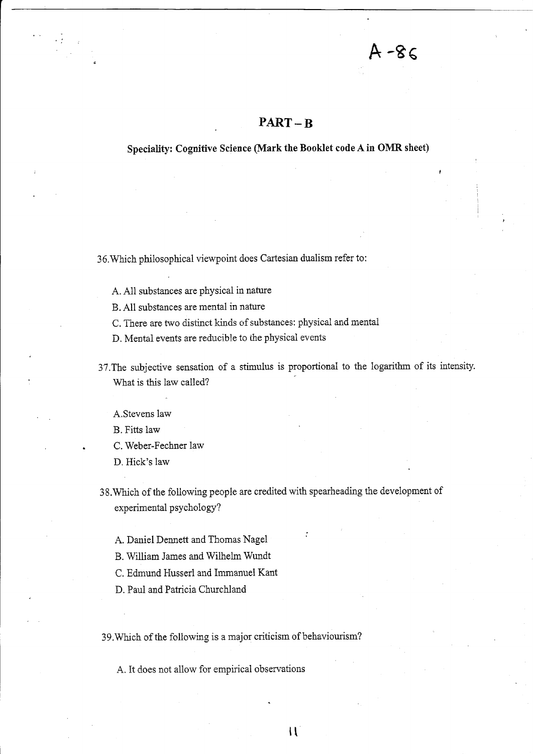A -86

## PART – B

**Speciality: Cognitive Science (Mark the Booklet code A in OMR sheet)**

36. Which philosophical viewpoint does Cartesian dualism refer to:

A. All substances are physical in nature

B. All substances are mental in nature

C. There are two distinct kinds of substances: physical and mental

D. Mental events are reducible to the physical events

37. The subjective sensation of a stimulus is proportional to the logarithm of its intensity. What is this law called?

A. Stevens law

B. Fitts law

C. Weber-Fechner law

D. Hick's law

38. Which of the following people are credited with spearheading the development of experimental psychology?

A. Daniel Dennett and Thomas Nagel

B. William James and Wilhelm Wundt

C. Edmund Husserl and Immanuel Kant

D. Paul and Patricia Churchland

39. Which of the following is a major criticism of behaviourism?

A. It does not allow for empirical observations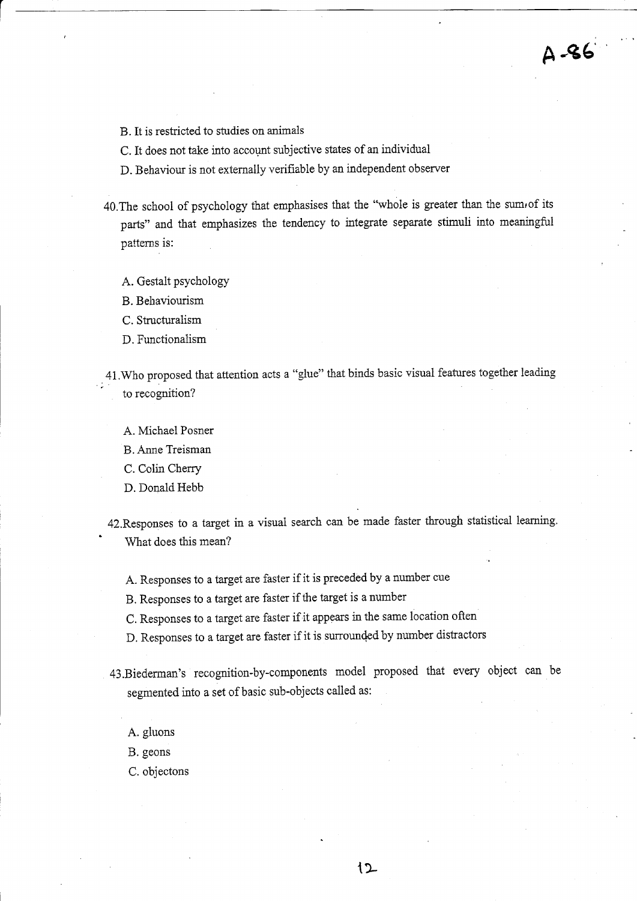B. It is restricted to studies on animals

C. It does not take into account subjective states of an individual

D. Behaviour is not externally verifiable by an independent observer

40. The school of psychology that emphasises that the "whole is greater than the sum of its parts" and that emphasizes the tendency to integrate separate stimuli into meaningful patterns is:

A. Gestalt psychology

B. Behaviourism

C. Structuralism

D. Functionalism

41. Who proposed that attention acts a "glue" that binds basic visual features together leading to recognition?

A. Michael Posner

B. Anne Treisman

C. Colin Cherry

D. Donald Hebb

42. Responses to a target in a visual search can be made faster through statistical learning. What does this mean?

A. Responses to a target are faster if it is preceded by a number cue

B. Responses to a target are faster if the target is a number

C. Responses to a target are faster if it appears in the same location often

D. Responses to a target are faster if it is surrounded by number distractors

43. Biederman's recognition-by-components model proposed that every object can be segmented into a set of basic sub-objects called as:

A. gluons

B. geons

C. objectons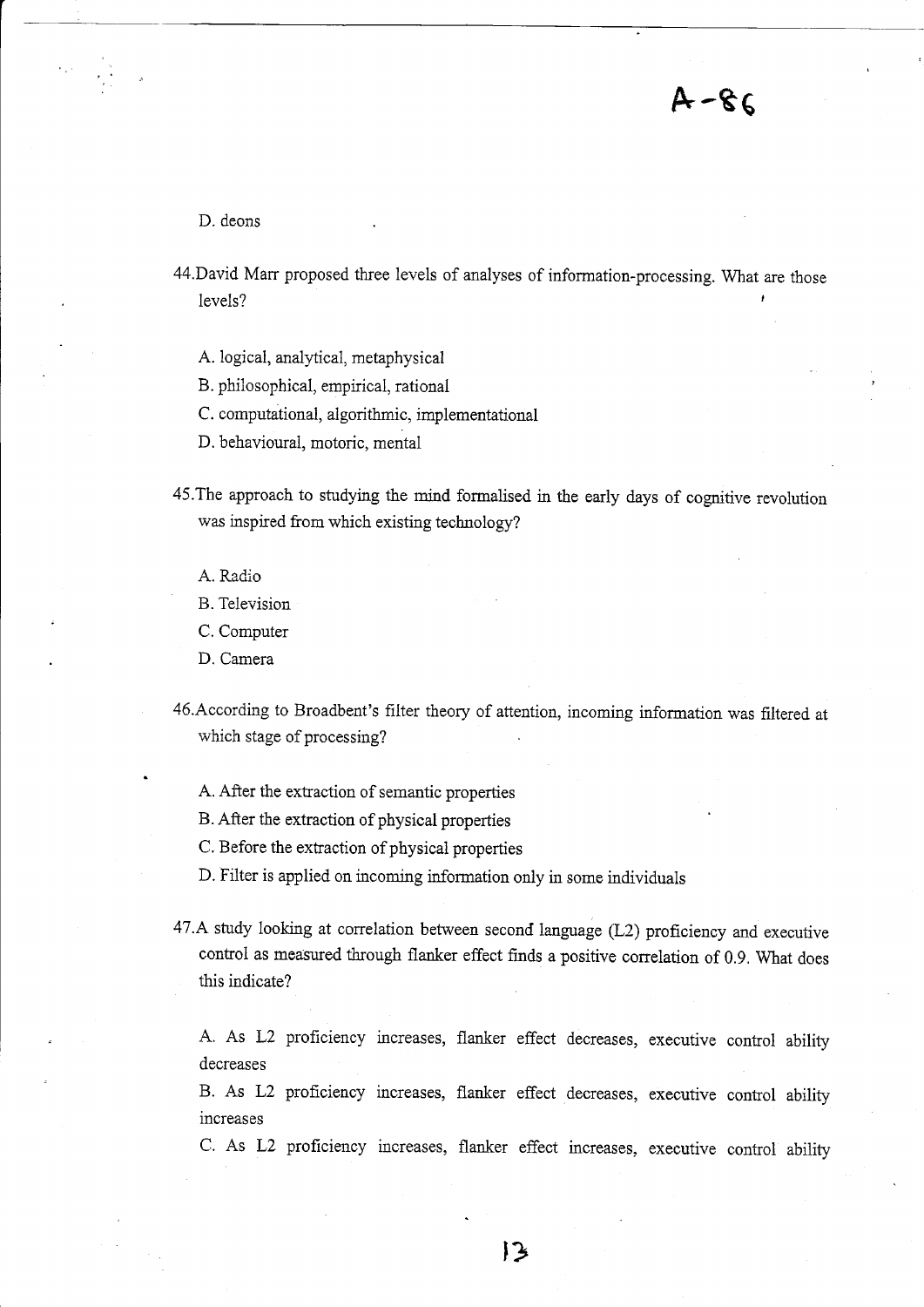D. deons

44. David Marr proposed three levels of analyses of information-processing. What are those levels?

A. logical, analytical, metaphysical

B. philosophical, empirical, rational

C. computational, algorithmic, implementational

D. behavioural, motoric, mental

45. The approach to studying the mind formalised in the early days of cognitive revolution was inspired from which existing technology?

A. Radio

B. Television

C. Computer

D. Camera

46. According to Broadbent's filter theory of attention, incoming information was filtered at which stage of processing?

A. After the extraction of semantic properties

B. After the extraction of physical properties

C. Before the extraction of physical properties

D. Filter is applied on incoming information only in some individuals

47. A study looking at correlation between second language (L2) proficiency and executive control as measured through flanker effect finds a positive correlation of 0.9. What does this indicate?

A. As L2 proficiency increases, flanker effect decreases, executive control ability decreases

B. As L2 proficiency increases, flanker effect decreases, executive control ability increases

C. As L2 proficiency increases, flanker effect increases, executive control ability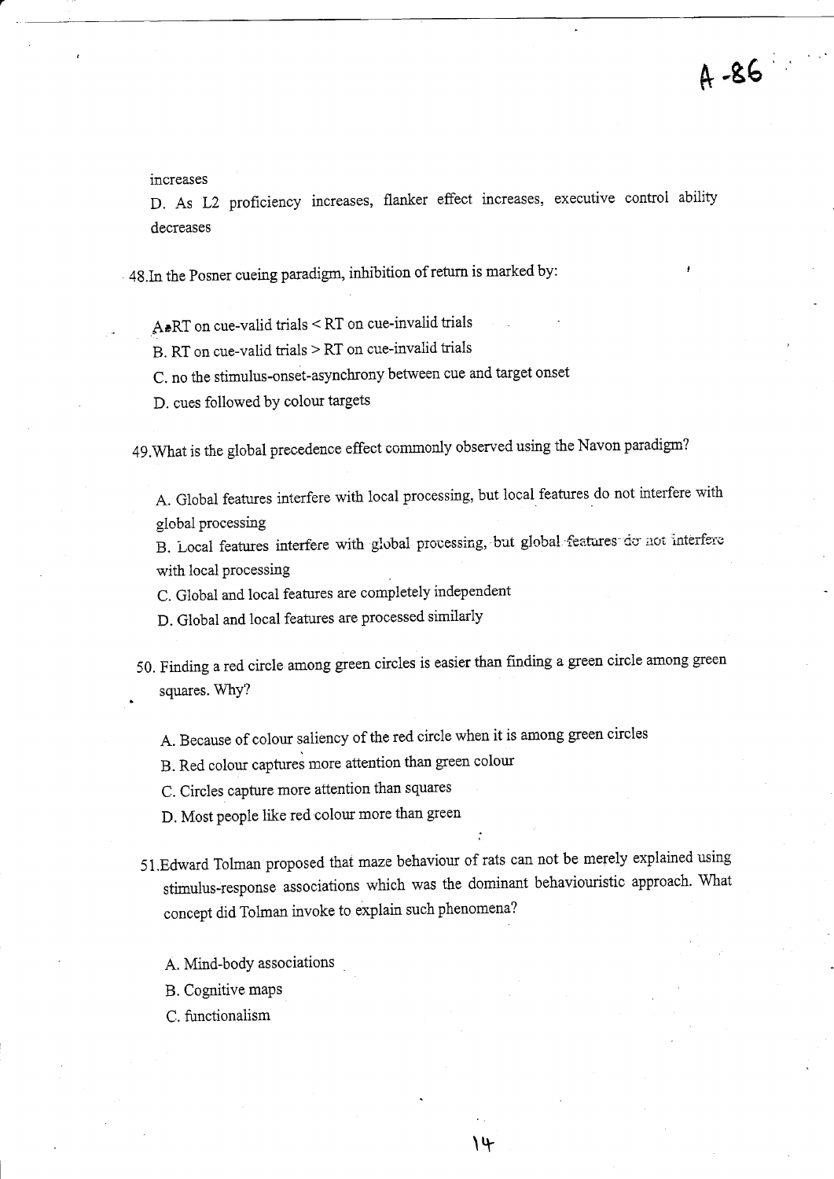increases

D. As L2 proficiency increases, flanker effect increases, executive control ability decreases

48.In the Posner cueing paradigm, inhibition of return is marked by:

A. RT on cue-valid trials < RT on cue-invalid trials

B. RT on cue-valid trials > RT on cue-invalid trials

C. no the stimulus-onset-asynchrony between cue and target onset

D. cues followed by colour targets

49.What is the global precedence effect commonly observed using the Navon paradigm?

A. Global features interfere with local processing, but local features do not interfere with global processing

B. Local features interfere with global processing, but global features do not interfere with local processing

C. Global and local features are completely independent

D. Global and local features are processed similarly

50. Finding a red circle among green circles is easier than finding a green circle among green squares. Why?

A. Because of colour saliency of the red circle when it is among green circles

B. Red colour captures more attention than green colour

C. Circles capture more attention than squares

D. Most people like red colour more than green

51.Edward Tolman proposed that maze behaviour of rats can not be merely explained using stimulus-response associations which was the dominant behaviouristic approach. What concept did Tolman invoke to explain such phenomena?

A. Mind-body associations

B. Cognitive maps

C. functionalism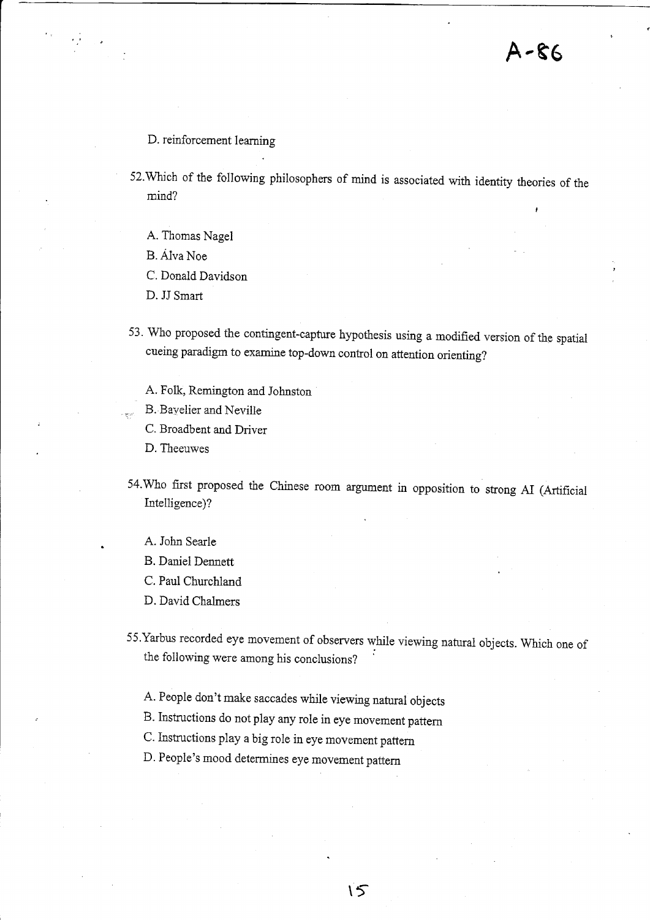D. reinforcement learning

52.Which of the following philosophers of mind is associated with identity theories of the mind?

A. Thomas Nagel

B. Álva Noe

C. Donald Davidson

D. JJ Smart

53. Who proposed the contingent-capture hypothesis using a modified version of the spatial cueing paradigm to examine top-down control on attention orienting?

A. Folk, Remington and Johnston

B. Bavelier and Neville

C. Broadbent and Driver

D. Theeuwes

54.Who first proposed the Chinese room argument in opposition to strong AI (Artificial Intelligence)?

A. John Searle

B. Daniel Dennett

C. Paul Churchland

D. David Chalmers

55.Yarbus recorded eye movement of observers while viewing natural objects. Which one of the following were among his conclusions?

A. People don't make saccades while viewing natural objects

B. Instructions do not play any role in eye movement pattern

C. Instructions play a big role in eye movement pattern

D. People's mood determines eye movement pattern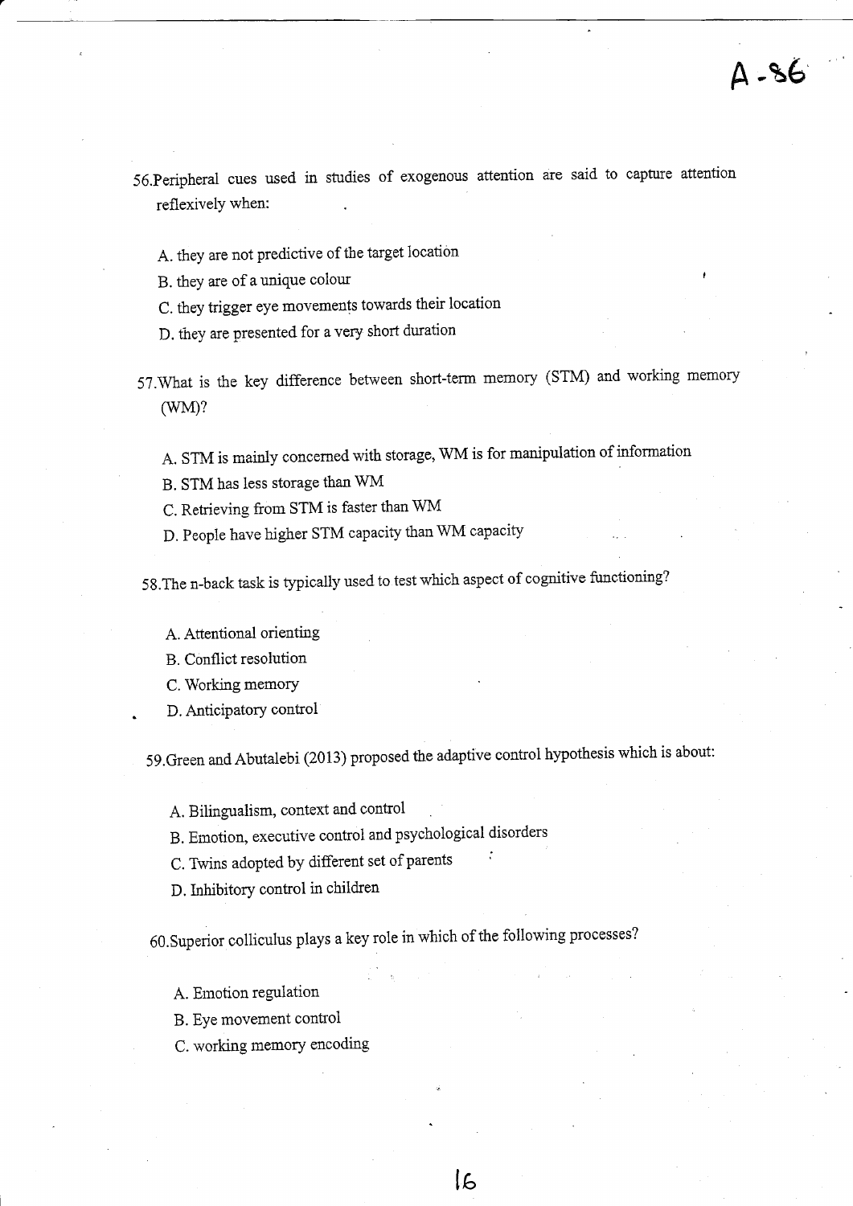56. Peripheral cues used in studies of exogenous attention are said to capture attention reflexively when:

   A. they are not predictive of the target location
   B. they are of a unique colour
   C. they trigger eye movements towards their location
   D. they are presented for a very short duration

57. What is the key difference between short-term memory (STM) and working memory (WM)?

   A. STM is mainly concerned with storage, WM is for manipulation of information
   B. STM has less storage than WM
   C. Retrieving from STM is faster than WM
   D. People have higher STM capacity than WM capacity

58. The n-back task is typically used to test which aspect of cognitive functioning?

   A. Attentional orienting
   B. Conflict resolution
   C. Working memory
   D. Anticipatory control

59. Green and Abutalebi (2013) proposed the adaptive control hypothesis which is about:

   A. Bilingualism, context and control
   B. Emotion, executive control and psychological disorders
   C. Twins adopted by different set of parents
   D. Inhibitory control in children

60. Superior colliculus plays a key role in which of the following processes?

   A. Emotion regulation
   B. Eye movement control
   C. working memory encoding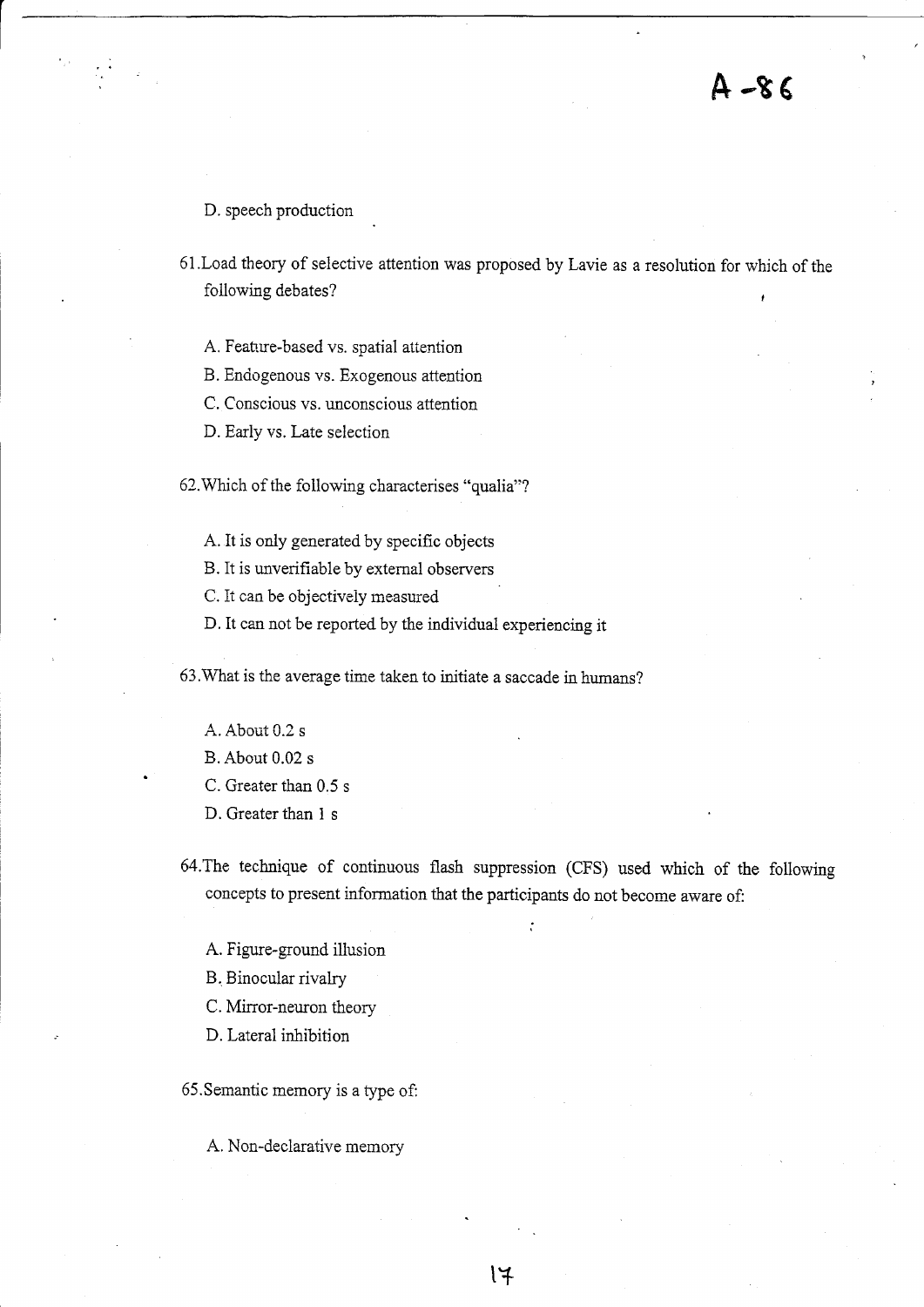D. speech production

61. Load theory of selective attention was proposed by Lavie as a resolution for which of the following debates?

A. Feature-based vs. spatial attention
B. Endogenous vs. Exogenous attention
C. Conscious vs. unconscious attention
D. Early vs. Late selection

62. Which of the following characterises "qualia"?

A. It is only generated by specific objects
B. It is unverifiable by external observers
C. It can be objectively measured
D. It can not be reported by the individual experiencing it

63. What is the average time taken to initiate a saccade in humans?

A. About 0.2 s
B. About 0.02 s
C. Greater than 0.5 s
D. Greater than 1 s

64. The technique of continuous flash suppression (CFS) used which of the following concepts to present information that the participants do not become aware of:

A. Figure-ground illusion
B. Binocular rivalry
C. Mirror-neuron theory
D. Lateral inhibition

65. Semantic memory is a type of:

A. Non-declarative memory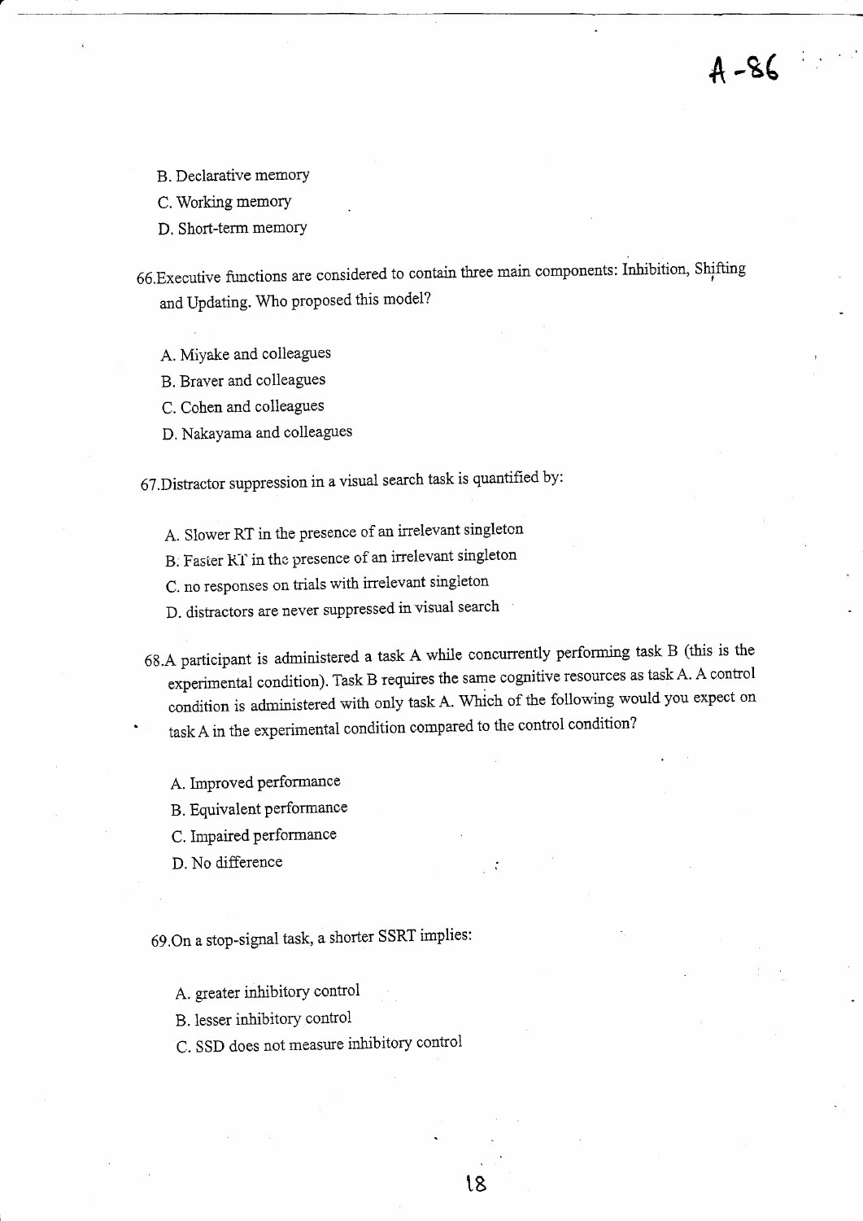B. Declarative memory

C. Working memory

D. Short-term memory

66.Executive functions are considered to contain three main components: Inhibition, Shifting and Updating. Who proposed this model?

A. Miyake and colleagues

B. Braver and colleagues

C. Cohen and colleagues

D. Nakayama and colleagues

67.Distractor suppression in a visual search task is quantified by:

A. Slower RT in the presence of an irrelevant singleton

B. Faster RT in the presence of an irrelevant singleton

C. no responses on trials with irrelevant singleton

D. distractors are never suppressed in visual search

68.A participant is administered a task A while concurrently performing task B (this is the experimental condition). Task B requires the same cognitive resources as task A. A control condition is administered with only task A. Which of the following would you expect on task A in the experimental condition compared to the control condition?

A. Improved performance

B. Equivalent performance

C. Impaired performance

D. No difference

69.On a stop-signal task, a shorter SSRT implies:

A. greater inhibitory control

B. lesser inhibitory control

C. SSD does not measure inhibitory control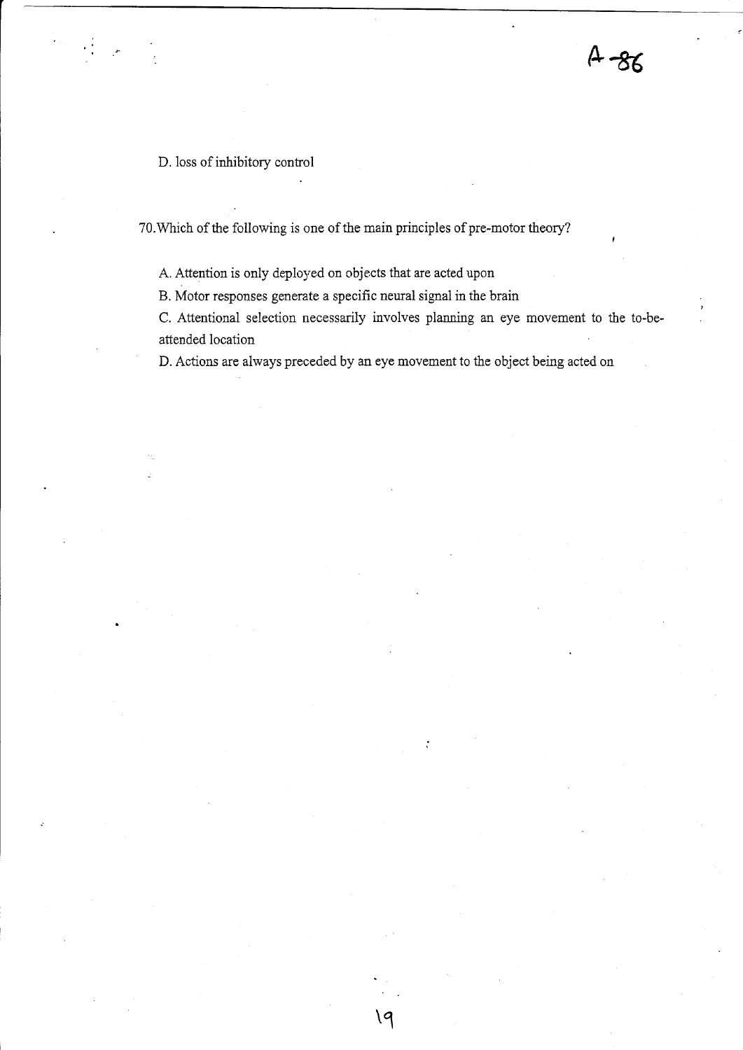D. loss of inhibitory control

70. Which of the following is one of the main principles of pre-motor theory?

A. Attention is only deployed on objects that are acted upon

B. Motor responses generate a specific neural signal in the brain

C. Attentional selection necessarily involves planning an eye movement to the to-be-attended location

D. Actions are always preceded by an eye movement to the object being acted on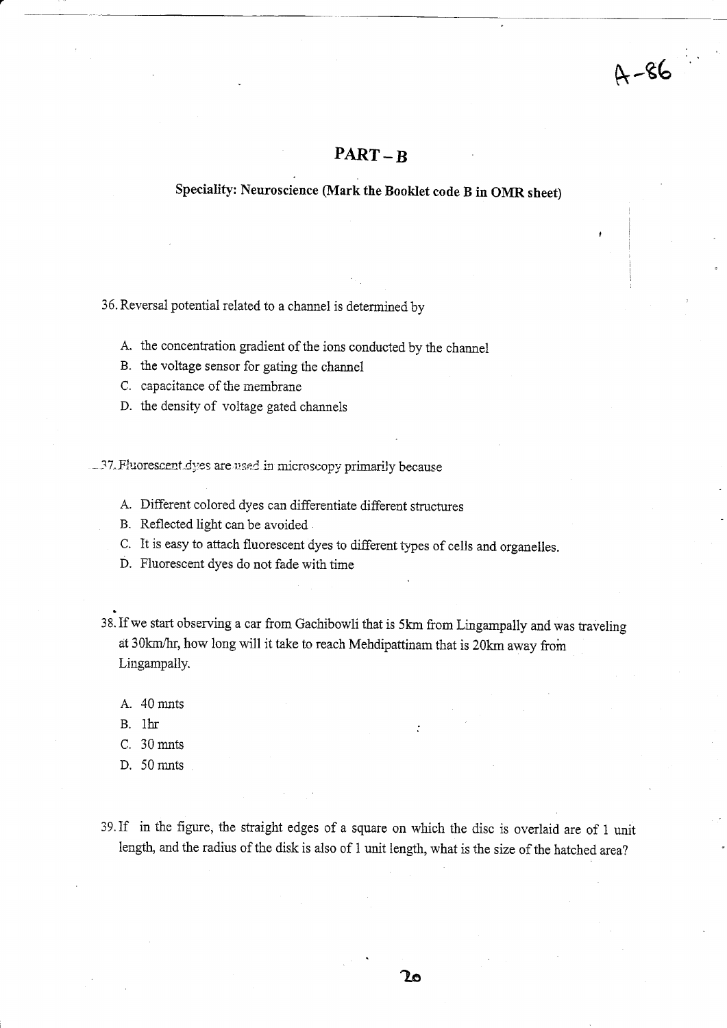## PART – B

### Speciality: Neuroscience (Mark the Booklet code B in OMR sheet)

36. Reversal potential related to a channel is determined by

   A. the concentration gradient of the ions conducted by the channel
   B. the voltage sensor for gating the channel
   C. capacitance of the membrane
   D. the density of voltage gated channels

37. Fluorescent dyes are used in microscopy primarily because

   A. Different colored dyes can differentiate different structures
   B. Reflected light can be avoided
   C. It is easy to attach fluorescent dyes to different types of cells and organelles.
   D. Fluorescent dyes do not fade with time

38. If we start observing a car from Gachibowli that is 5km from Lingampally and was traveling at 30km/hr, how long will it take to reach Mehdipattinam that is 20km away from Lingampally.

   A. 40 mnts
   B. 1hr
   C. 30 mnts
   D. 50 mnts

39. If in the figure, the straight edges of a square on which the disc is overlaid are of 1 unit length, and the radius of the disk is also of 1 unit length, what is the size of the hatched area?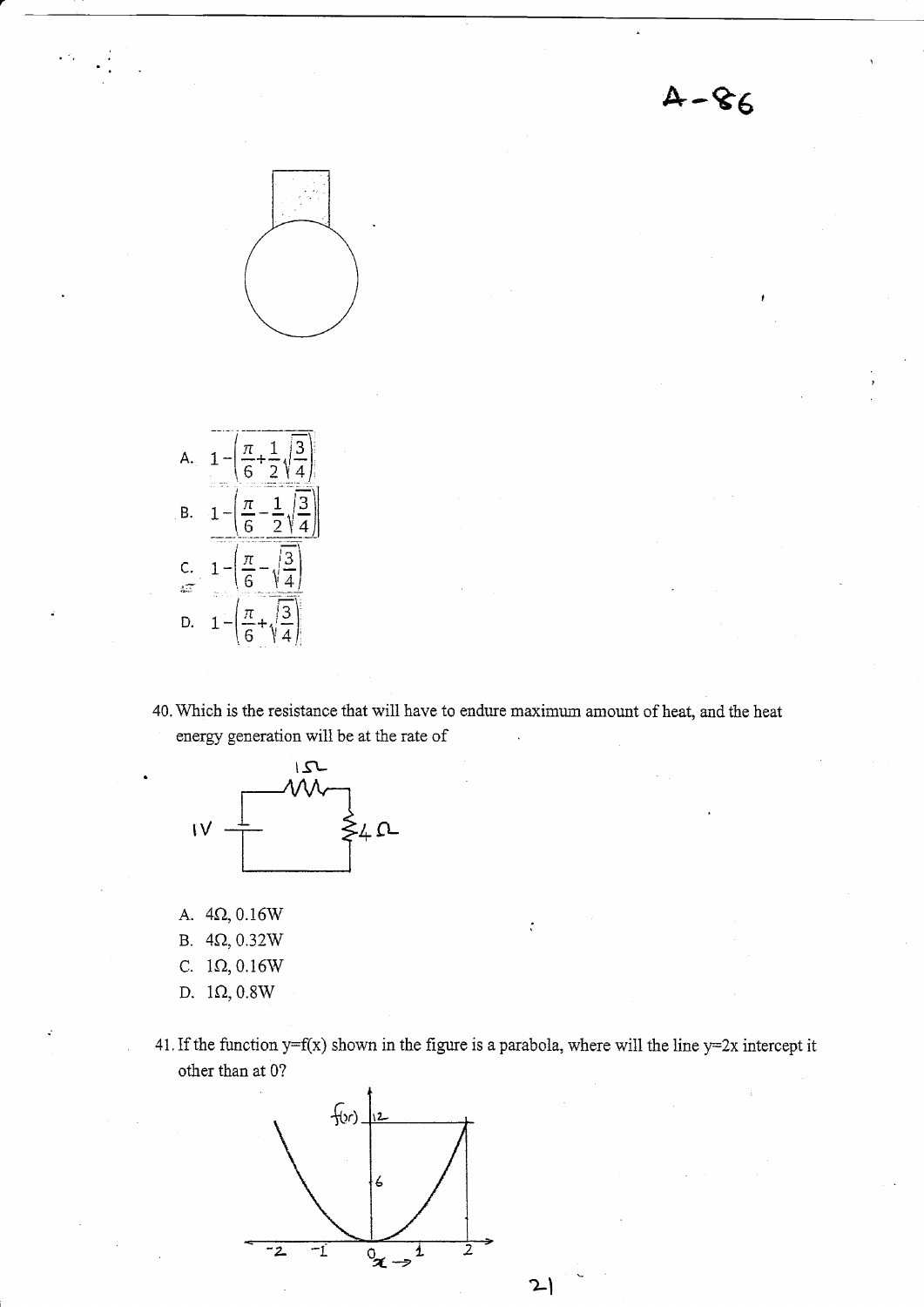A. $1-\left(\frac{\pi}{6}+\frac{1}{2}\sqrt{\frac{3}{4}}\right)$

B. $1-\left(\frac{\pi}{6}-\frac{1}{2}\sqrt{\frac{3}{4}}\right)$

C. $1-\left(\frac{\pi}{6}-\sqrt{\frac{3}{4}}\right)$

D. $1-\left(\frac{\pi}{6}+\sqrt{\frac{3}{4}}\right)$

40. Which is the resistance that will have to endure maximum amount of heat, and the heat energy generation will be at the rate of

A. 4Ω, 0.16W
B. 4Ω, 0.32W
C. 1Ω, 0.16W
D. 1Ω, 0.8W

41. If the function y=f(x) shown in the figure is a parabola, where will the line y=2x intercept it other than at 0?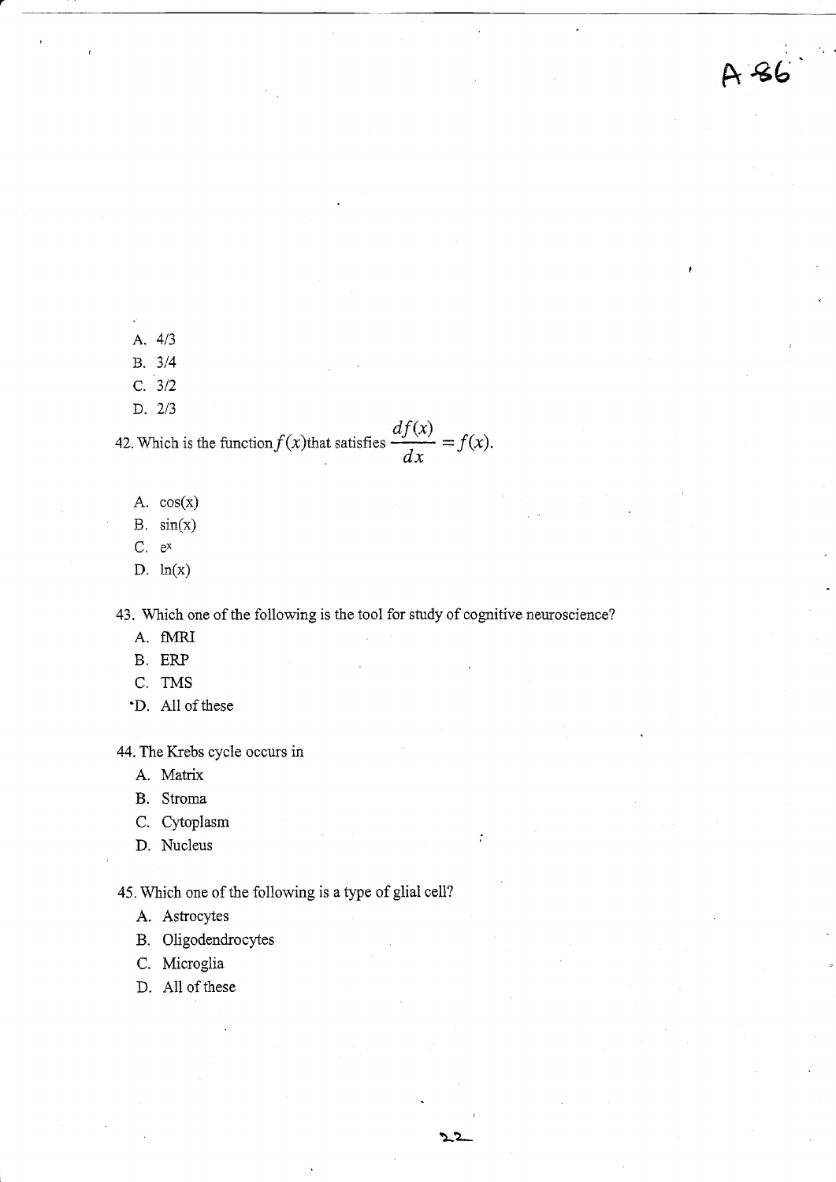A. 4/3

B. 3/4

C. 3/2

D. 2/3

42. Which is the function $f(x)$ that satisfies $\frac{df(x)}{dx} = f(x)$.

A. cos(x)

B. sin(x)

C. $e^x$

D. ln(x)

43. Which one of the following is the tool for study of cognitive neuroscience?

A. fMRI

B. ERP

C. TMS

D. All of these

44. The Krebs cycle occurs in

A. Matrix

B. Stroma

C. Cytoplasm

D. Nucleus

45. Which one of the following is a type of glial cell?

A. Astrocytes

B. Oligodendrocytes

C. Microglia

D. All of these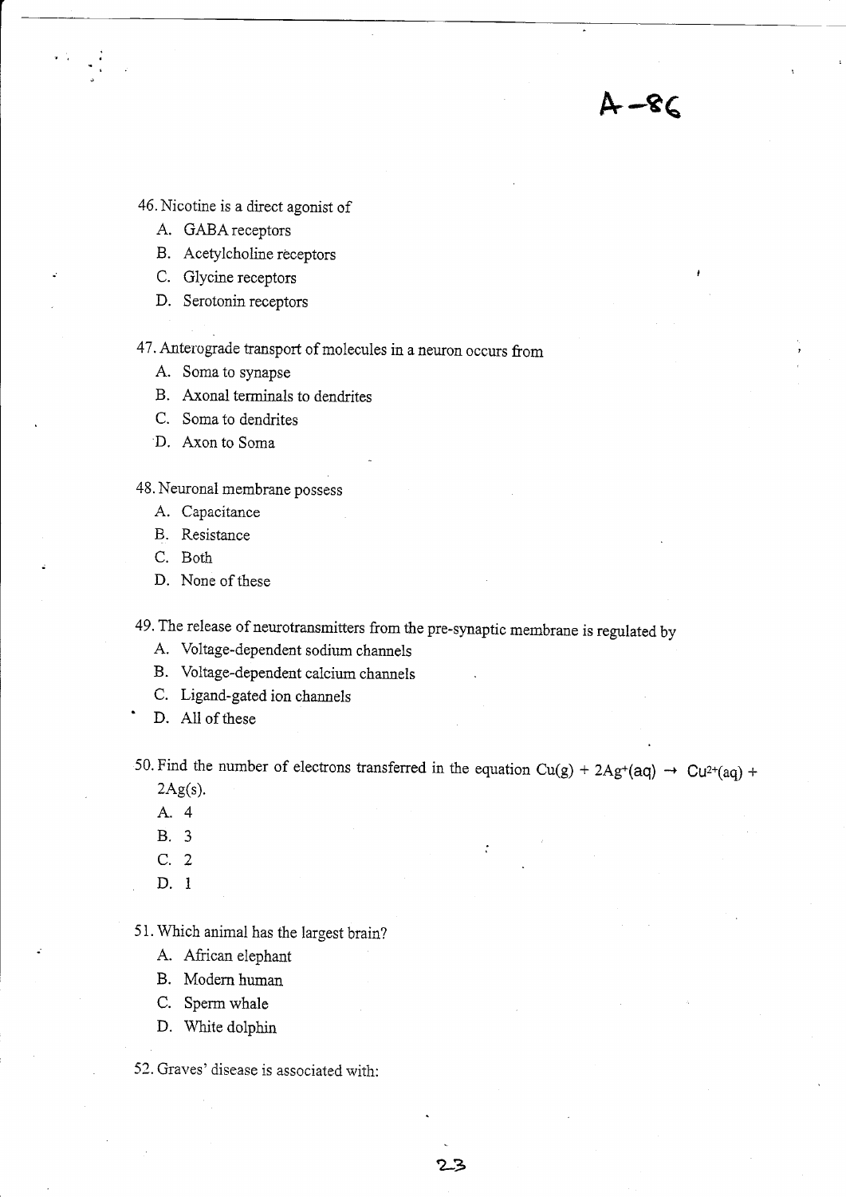A-86

46. Nicotine is a direct agonist of
   A. GABA receptors
   B. Acetylcholine receptors
   C. Glycine receptors
   D. Serotonin receptors

47. Anterograde transport of molecules in a neuron occurs from
   A. Soma to synapse
   B. Axonal terminals to dendrites
   C. Soma to dendrites
   D. Axon to Soma

48. Neuronal membrane possess
   A. Capacitance
   B. Resistance
   C. Both
   D. None of these

49. The release of neurotransmitters from the pre-synaptic membrane is regulated by
   A. Voltage-dependent sodium channels
   B. Voltage-dependent calcium channels
   C. Ligand-gated ion channels
   D. All of these

50. Find the number of electrons transferred in the equation $Cu(g) + 2Ag^{+}(aq) \rightarrow Cu^{2+}(aq) + 2Ag(s)$.
   A. 4
   B. 3
   C. 2
   D. 1

51. Which animal has the largest brain?
   A. African elephant
   B. Modern human
   C. Sperm whale
   D. White dolphin

52. Graves' disease is associated with: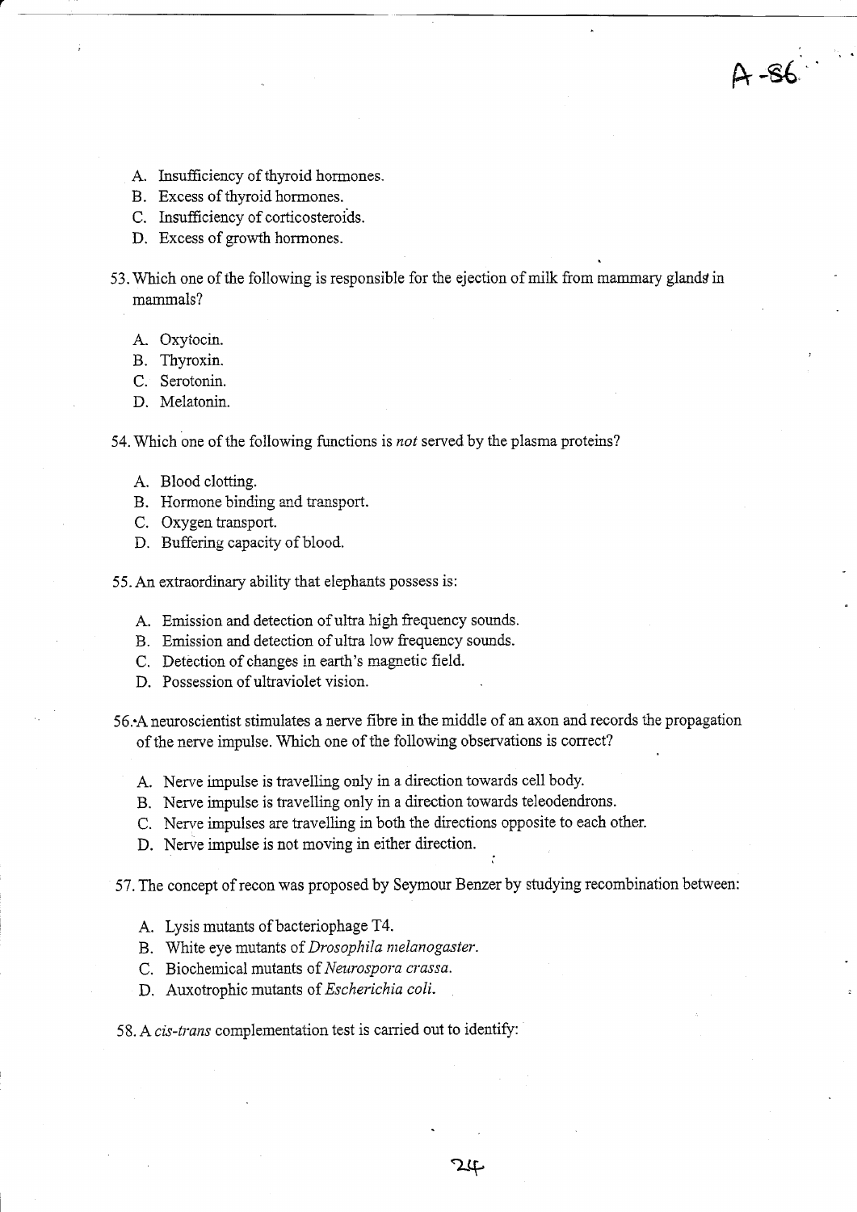A. Insufficiency of thyroid hormones.
B. Excess of thyroid hormones.
C. Insufficiency of corticosteroids.
D. Excess of growth hormones.

53. Which one of the following is responsible for the ejection of milk from mammary glands in mammals?

A. Oxytocin.
B. Thyroxin.
C. Serotonin.
D. Melatonin.

54. Which one of the following functions is *not* served by the plasma proteins?

A. Blood clotting.
B. Hormone binding and transport.
C. Oxygen transport.
D. Buffering capacity of blood.

55. An extraordinary ability that elephants possess is:

A. Emission and detection of ultra high frequency sounds.
B. Emission and detection of ultra low frequency sounds.
C. Detection of changes in earth's magnetic field.
D. Possession of ultraviolet vision.

56. A neuroscientist stimulates a nerve fibre in the middle of an axon and records the propagation of the nerve impulse. Which one of the following observations is correct?

A. Nerve impulse is travelling only in a direction towards cell body.
B. Nerve impulse is travelling only in a direction towards teleodendrons.
C. Nerve impulses are travelling in both the directions opposite to each other.
D. Nerve impulse is not moving in either direction.

57. The concept of recon was proposed by Seymour Benzer by studying recombination between:

A. Lysis mutants of bacteriophage T4.
B. White eye mutants of *Drosophila melanogaster*.
C. Biochemical mutants of *Neurospora crassa*.
D. Auxotrophic mutants of *Escherichia coli*.

58. A *cis-trans* complementation test is carried out to identify: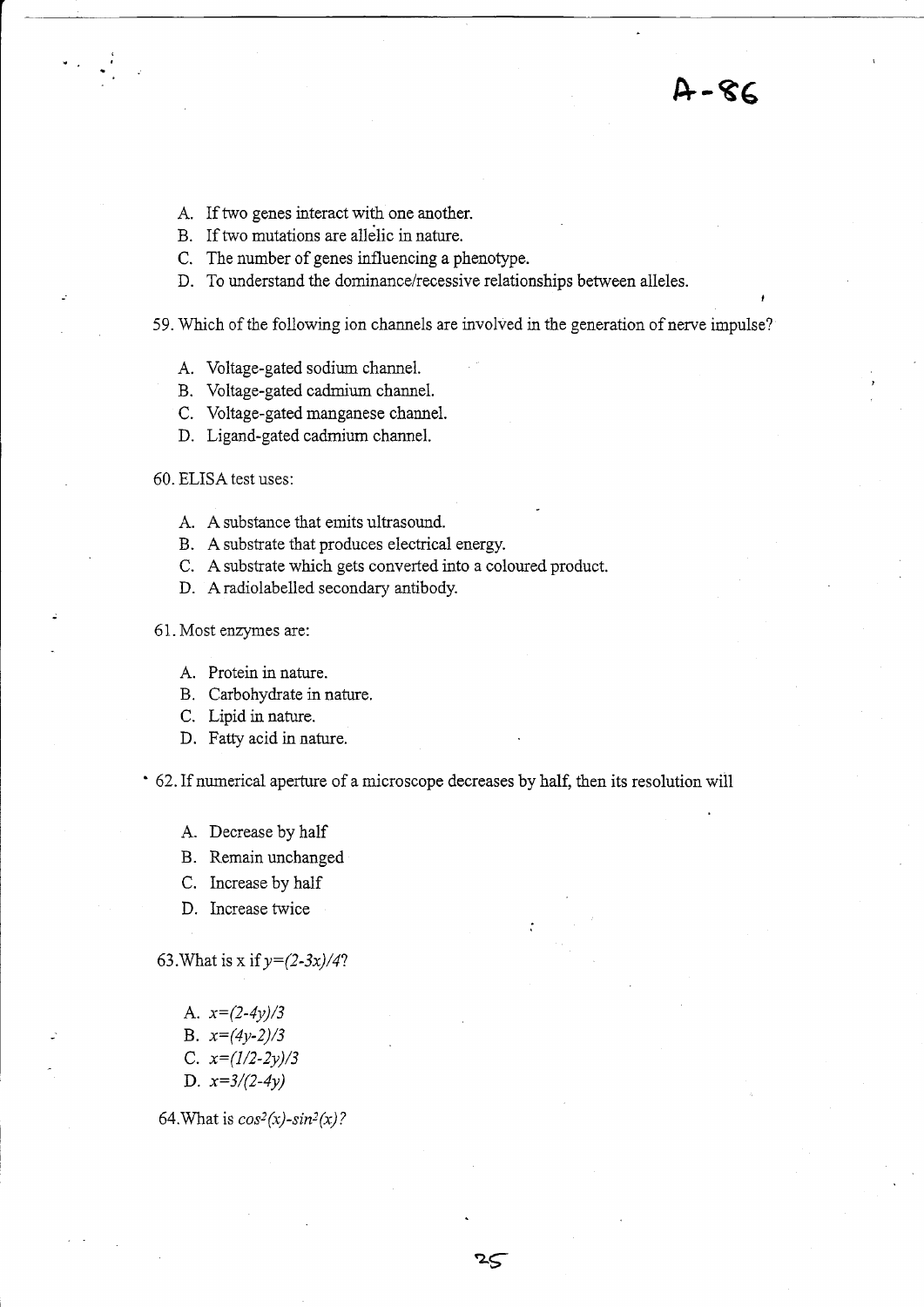A-86

A. If two genes interact with one another.
B. If two mutations are allelic in nature.
C. The number of genes influencing a phenotype.
D. To understand the dominance/recessive relationships between alleles.

59. Which of the following ion channels are involved in the generation of nerve impulse?

A. Voltage-gated sodium channel.
B. Voltage-gated cadmium channel.
C. Voltage-gated manganese channel.
D. Ligand-gated cadmium channel.

60. ELISA test uses:

A. A substance that emits ultrasound.
B. A substrate that produces electrical energy.
C. A substrate which gets converted into a coloured product.
D. A radiolabelled secondary antibody.

61. Most enzymes are:

A. Protein in nature.
B. Carbohydrate in nature.
C. Lipid in nature.
D. Fatty acid in nature.

62. If numerical aperture of a microscope decreases by half, then its resolution will

A. Decrease by half
B. Remain unchanged
C. Increase by half
D. Increase twice

63. What is x if $y=(2-3x)/4$?

A. $x=(2-4y)/3$
B. $x=(4y-2)/3$
C. $x=(1/2-2y)/3$
D. $x=3/(2-4y)$

64. What is $cos^2(x)-sin^2(x)$?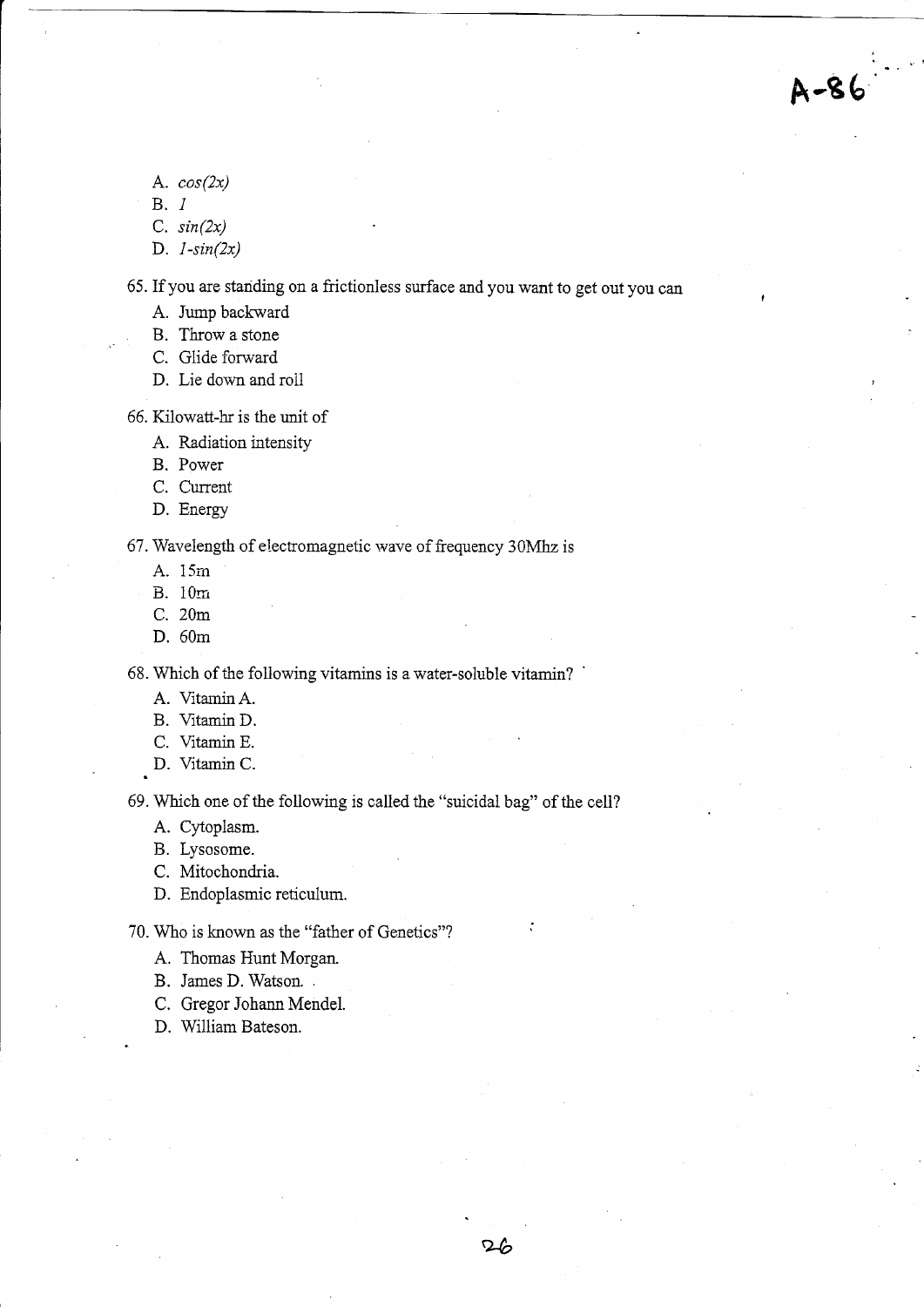A-86

A. $cos(2x)$
B. $1$
C. $sin(2x)$
D. $1-sin(2x)$

65. If you are standing on a frictionless surface and you want to get out you can
    A. Jump backward
    B. Throw a stone
    C. Glide forward
    D. Lie down and roll

66. Kilowatt-hr is the unit of
    A. Radiation intensity
    B. Power
    C. Current
    D. Energy

67. Wavelength of electromagnetic wave of frequency 30Mhz is
    A. 15m
    B. 10m
    C. 20m
    D. 60m

68. Which of the following vitamins is a water-soluble vitamin?
    A. Vitamin A.
    B. Vitamin D.
    C. Vitamin E.
    D. Vitamin C.

69. Which one of the following is called the "suicidal bag" of the cell?
    A. Cytoplasm.
    B. Lysosome.
    C. Mitochondria.
    D. Endoplasmic reticulum.

70. Who is known as the "father of Genetics"?
    A. Thomas Hunt Morgan.
    B. James D. Watson.
    C. Gregor Johann Mendel.
    D. William Bateson.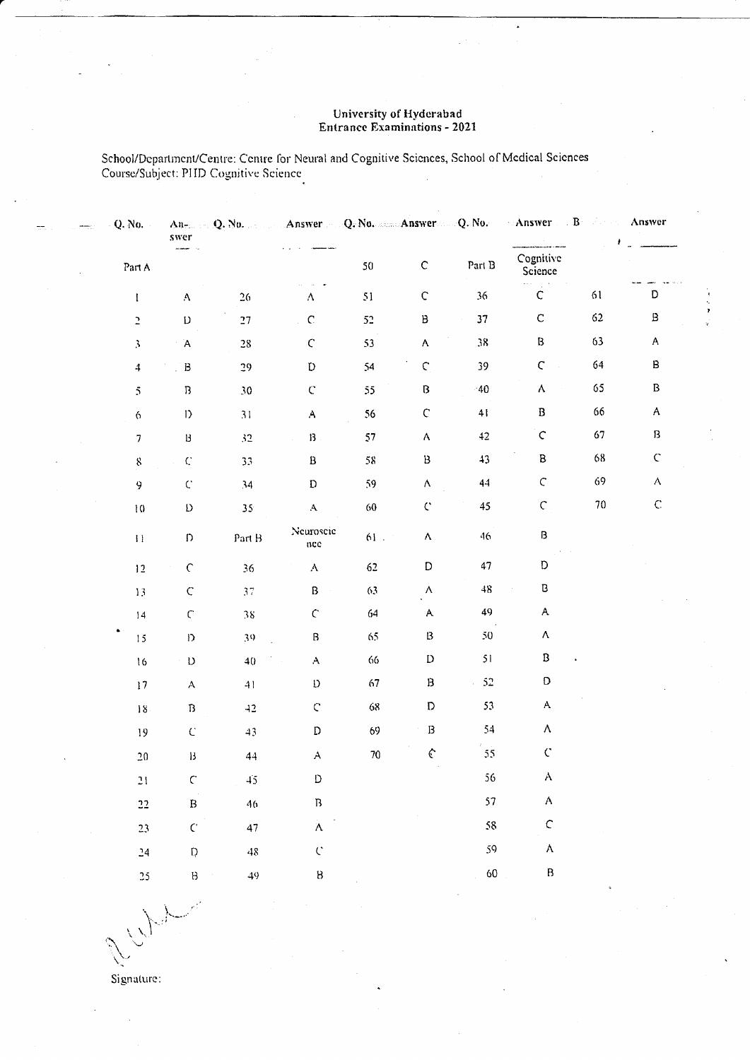University of Hyderabad
Entrance Examinations - 2021

School/Department/Centre: Centre for Neural and Cognitive Sciences, School of Medical Sciences
Course/Subject: PHD Cognitive Science

| Q. No. | Answer | Q. No. | Answer | Q. No. | Answer | Q. No. | Answer | B | Answer |
|---|---|---|---|---|---|---|---|---|---|
| Part A | | | | 50 | C | Part B | Cognitive Science | | |
| 1 | A | 26 | A | 51 | C | 36 | C | 61 | D |
| 2 | D | 27 | C | 52 | B | 37 | C | 62 | B |
| 3 | A | 28 | C | 53 | A | 38 | B | 63 | A |
| 4 | B | 29 | D | 54 | C | 39 | C | 64 | B |
| 5 | B | 30 | C | 55 | B | 40 | A | 65 | B |
| 6 | D | 31 | A | 56 | C | 41 | B | 66 | A |
| 7 | B | 32 | B | 57 | A | 42 | C | 67 | B |
| 8 | C | 33 | B | 58 | B | 43 | B | 68 | C |
| 9 | C | 34 | D | 59 | A | 44 | C | 69 | A |
| 10 | D | 35 | A | 60 | C | 45 | C | 70 | C |
| 11 | D | Part B | Neuroscience | 61 | A | 46 | B | | |
| 12 | C | 36 | A | 62 | D | 47 | D | | |
| 13 | C | 37 | B | 63 | A | 48 | B | | |
| 14 | C | 38 | C | 64 | A | 49 | A | | |
| 15 | D | 39 | B | 65 | B | 50 | A | | |
| 16 | D | 40 | A | 66 | D | 51 | B | | |
| 17 | A | 41 | D | 67 | B | 52 | D | | |
| 18 | B | 42 | C | 68 | D | 53 | A | | |
| 19 | C | 43 | D | 69 | B | 54 | A | | |
| 20 | B | 44 | A | 70 | C | 55 | C | | |
| 21 | C | 45 | D | | | 56 | A | | |
| 22 | B | 46 | B | | | 57 | A | | |
| 23 | C | 47 | A | | | 58 | C | | |
| 24 | D | 48 | C | | | 59 | A | | |
| 25 | B | 49 | B | | | 60 | B | | |

Signature: